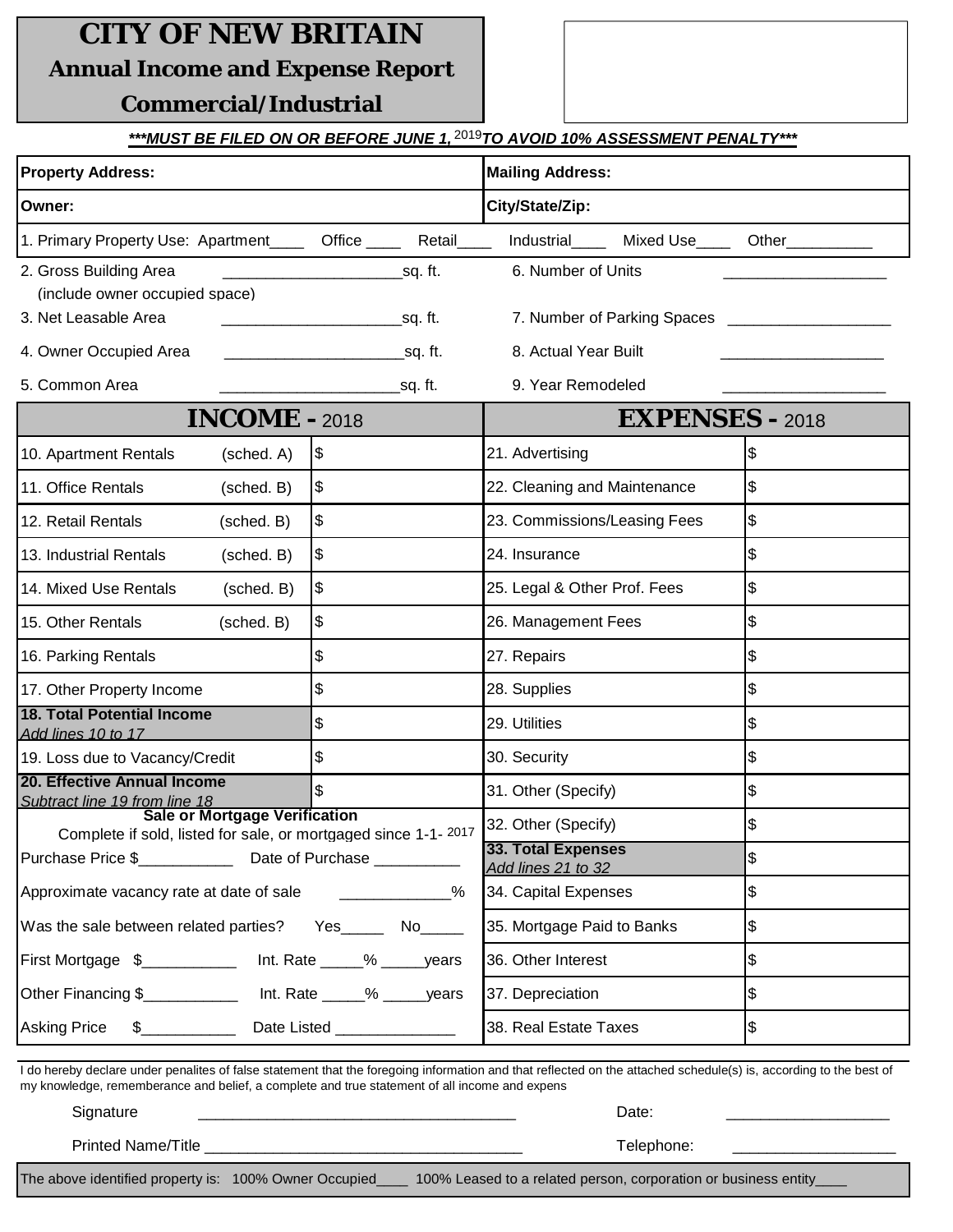# CITY OF NEW BRITAIN

## Annual Income and Expense Report

## Commercial/Industrial

***\*\*\*MUST BE FILED ON OR BEFORE JUNE 1, 2019 TO AVOID 10% ASSESSMENT PENALTY\*\*\****

| **Property Address:** | **Mailing Address:** |
|---|---|
| **Owner:** | **City/State/Zip:** |

1. Primary Property Use: Apartment____ Office ____ Retail____ Industrial____ Mixed Use____ Other__________

| | | | |
|---|---|---|---|
| 2. Gross Building Area (include owner occupied space) | _____________________sq. ft. | 6. Number of Units | ___________________ |
| 3. Net Leasable Area | _____________________sq. ft. | 7. Number of Parking Spaces | ___________________ |
| 4. Owner Occupied Area | _____________________sq. ft. | 8. Actual Year Built | ___________________ |
| 5. Common Area | _____________________sq. ft. | 9. Year Remodeled | ___________________ |

| **INCOME - 2018** | | **EXPENSES - 2018** | |
|---|---|---|---|
| 10. Apartment Rentals (sched. A) | $ | 21. Advertising | $ |
| 11. Office Rentals (sched. B) | $ | 22. Cleaning and Maintenance | $ |
| 12. Retail Rentals (sched. B) | $ | 23. Commissions/Leasing Fees | $ |
| 13. Industrial Rentals (sched. B) | $ | 24. Insurance | $ |
| 14. Mixed Use Rentals (sched. B) | $ | 25. Legal & Other Prof. Fees | $ |
| 15. Other Rentals (sched. B) | $ | 26. Management Fees | $ |
| 16. Parking Rentals | $ | 27. Repairs | $ |
| 17. Other Property Income | $ | 28. Supplies | $ |
| **18. Total Potential Income** *Add lines 10 to 17* | $ | 29. Utilities | $ |
| 19. Loss due to Vacancy/Credit | $ | 30. Security | $ |
| **20. Effective Annual Income** *Subtract line 19 from line 18* | $ | 31. Other (Specify) | $ |

| **Sale or Mortgage Verification** Complete if sold, listed for sale, or mortgaged since 1-1- 2017 | | |
|---|---|---|
| | 32. Other (Specify) | $ |
| Purchase Price $___________ Date of Purchase __________ | **33. Total Expenses** *Add lines 21 to 32* | $ |
| Approximate vacancy rate at date of sale _____________% | 34. Capital Expenses | $ |
| Was the sale between related parties? Yes_____ No_____ | 35. Mortgage Paid to Banks | $ |
| First Mortgage $___________ Int. Rate _____% _____years | 36. Other Interest | $ |
| Other Financing $___________ Int. Rate _____% _____years | 37. Depreciation | $ |
| Asking Price $___________ Date Listed ______________ | 38. Real Estate Taxes | $ |

I do hereby declare under penalites of false statement that the foregoing information and that reflected on the attached schedule(s) is, according to the best of my knowledge, rememberance and belief, a complete and true statement of all income and expens

Signature ______________________________________ Date: ___________________

Printed Name/Title ______________________________________ Telephone: ___________________

The above identified property is: 100% Owner Occupied____ 100% Leased to a related person, corporation or business entity____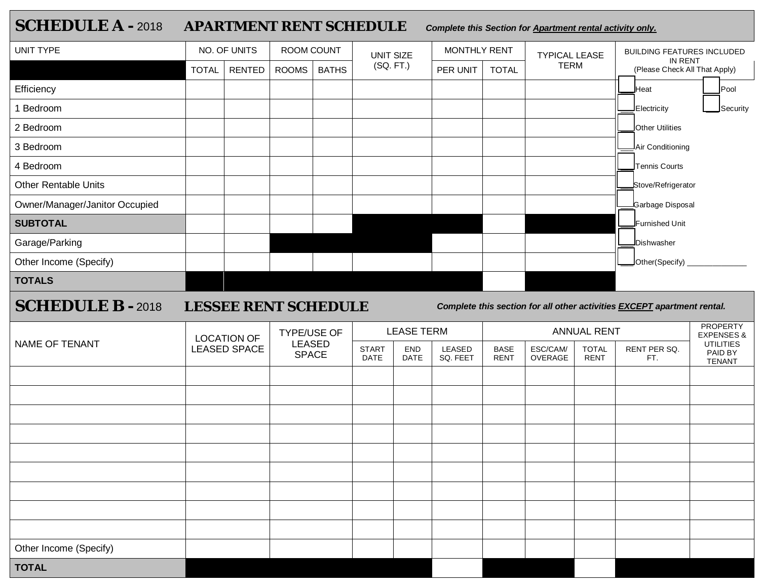## SCHEDULE A - 2018 APARTMENT RENT SCHEDULE

***Complete this Section for Apartment rental activity only.***

| UNIT TYPE | NO. OF UNITS | | ROOM COUNT | | UNIT SIZE (SQ. FT.) | MONTHLY RENT | | TYPICAL LEASE TERM |
|---|---|---|---|---|---|---|---|---|
| | TOTAL | RENTED | ROOMS | BATHS | | PER UNIT | TOTAL | |
| Efficiency | | | | | | | | |
| 1 Bedroom | | | | | | | | |
| 2 Bedroom | | | | | | | | |
| 3 Bedroom | | | | | | | | |
| 4 Bedroom | | | | | | | | |
| Other Rentable Units | | | | | | | | |
| Owner/Manager/Janitor Occupied | | | | | | | | |
| **SUBTOTAL** | | | | | | | | |
| Garage/Parking | | | | | | | | |
| Other Income (Specify) | | | | | | | | |
| **TOTALS** | | | | | | | | |

BUILDING FEATURES INCLUDED IN RENT (Please Check All That Apply)

- ☐ Heat
- ☐ Pool
- ☐ Electricity
- ☐ Security
- ☐ Other Utilities
- ☐ Air Conditioning
- ☐ Tennis Courts
- ☐ Stove/Refrigerator
- ☐ Garbage Disposal
- ☐ Furnished Unit
- ☐ Dishwasher
- ☐ Other(Specify) _______________

## SCHEDULE B - 2018 LESSEE RENT SCHEDULE

***Complete this section for all other activities EXCEPT apartment rental.***

| NAME OF TENANT | LOCATION OF LEASED SPACE | TYPE/USE OF LEASED SPACE | LEASE TERM | | | ANNUAL RENT | | | | PROPERTY EXPENSES & UTILITIES PAID BY TENANT |
|---|---|---|---|---|---|---|---|---|---|---|
| | | | START DATE | END DATE | LEASED SQ. FEET | BASE RENT | ESC/CAM/ OVERAGE | TOTAL RENT | RENT PER SQ. FT. | |
| | | | | | | | | | | |
| | | | | | | | | | | |
| | | | | | | | | | | |
| | | | | | | | | | | |
| | | | | | | | | | | |
| | | | | | | | | | | |
| | | | | | | | | | | |
| | | | | | | | | | | |
| | | | | | | | | | | |
| Other Income (Specify) | | | | | | | | | | |
| **TOTAL** | | | | | | | | | | |